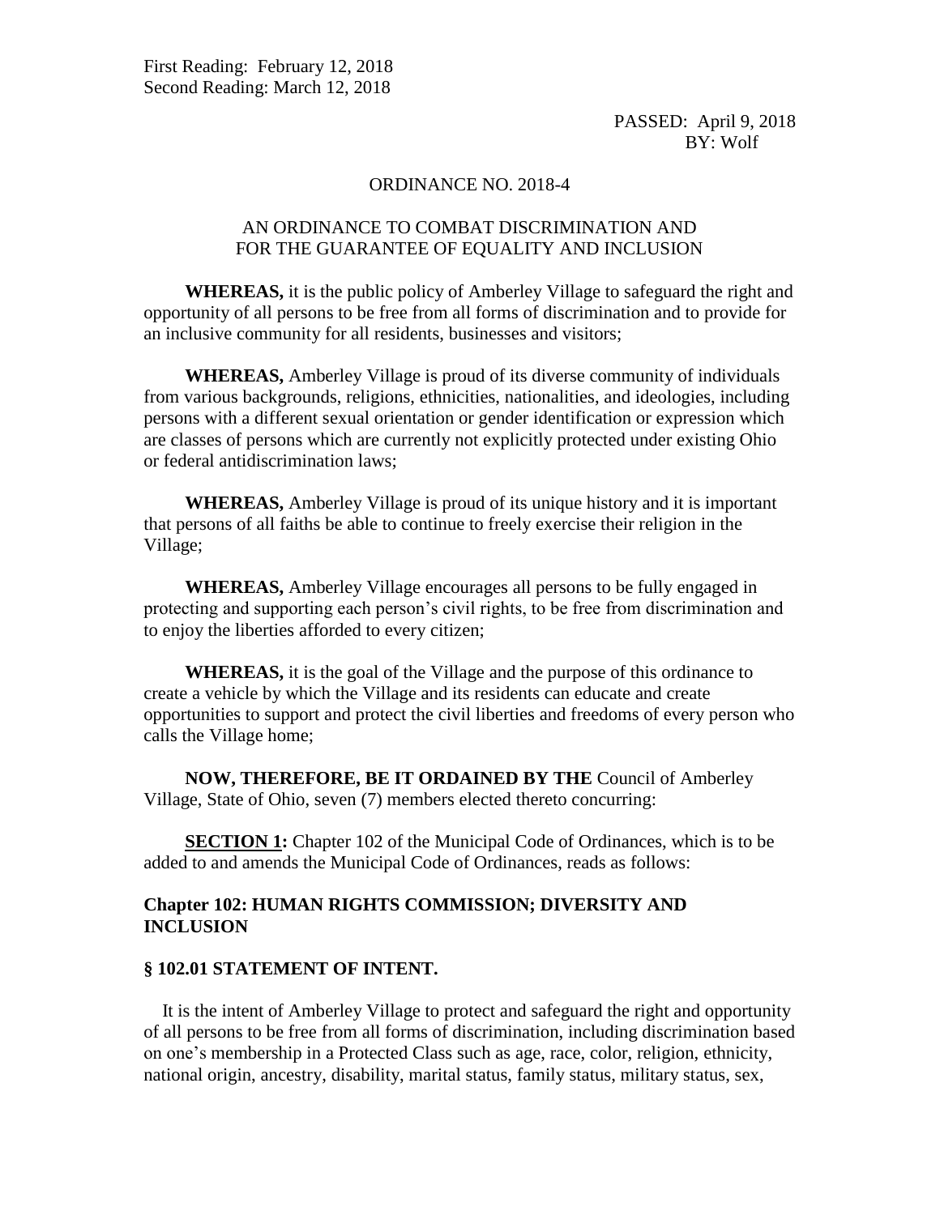First Reading: February 12, 2018
Second Reading: March 12, 2018

PASSED: April 9, 2018
BY: Wolf

ORDINANCE NO. 2018-4

AN ORDINANCE TO COMBAT DISCRIMINATION AND FOR THE GUARANTEE OF EQUALITY AND INCLUSION

**WHEREAS,** it is the public policy of Amberley Village to safeguard the right and opportunity of all persons to be free from all forms of discrimination and to provide for an inclusive community for all residents, businesses and visitors;

**WHEREAS,** Amberley Village is proud of its diverse community of individuals from various backgrounds, religions, ethnicities, nationalities, and ideologies, including persons with a different sexual orientation or gender identification or expression which are classes of persons which are currently not explicitly protected under existing Ohio or federal antidiscrimination laws;

**WHEREAS,** Amberley Village is proud of its unique history and it is important that persons of all faiths be able to continue to freely exercise their religion in the Village;

**WHEREAS,** Amberley Village encourages all persons to be fully engaged in protecting and supporting each person's civil rights, to be free from discrimination and to enjoy the liberties afforded to every citizen;

**WHEREAS,** it is the goal of the Village and the purpose of this ordinance to create a vehicle by which the Village and its residents can educate and create opportunities to support and protect the civil liberties and freedoms of every person who calls the Village home;

**NOW, THEREFORE, BE IT ORDAINED BY THE** Council of Amberley Village, State of Ohio, seven (7) members elected thereto concurring:

**SECTION 1:** Chapter 102 of the Municipal Code of Ordinances, which is to be added to and amends the Municipal Code of Ordinances, reads as follows:

## Chapter 102: HUMAN RIGHTS COMMISSION; DIVERSITY AND INCLUSION

### § 102.01 STATEMENT OF INTENT.

It is the intent of Amberley Village to protect and safeguard the right and opportunity of all persons to be free from all forms of discrimination, including discrimination based on one's membership in a Protected Class such as age, race, color, religion, ethnicity, national origin, ancestry, disability, marital status, family status, military status, sex,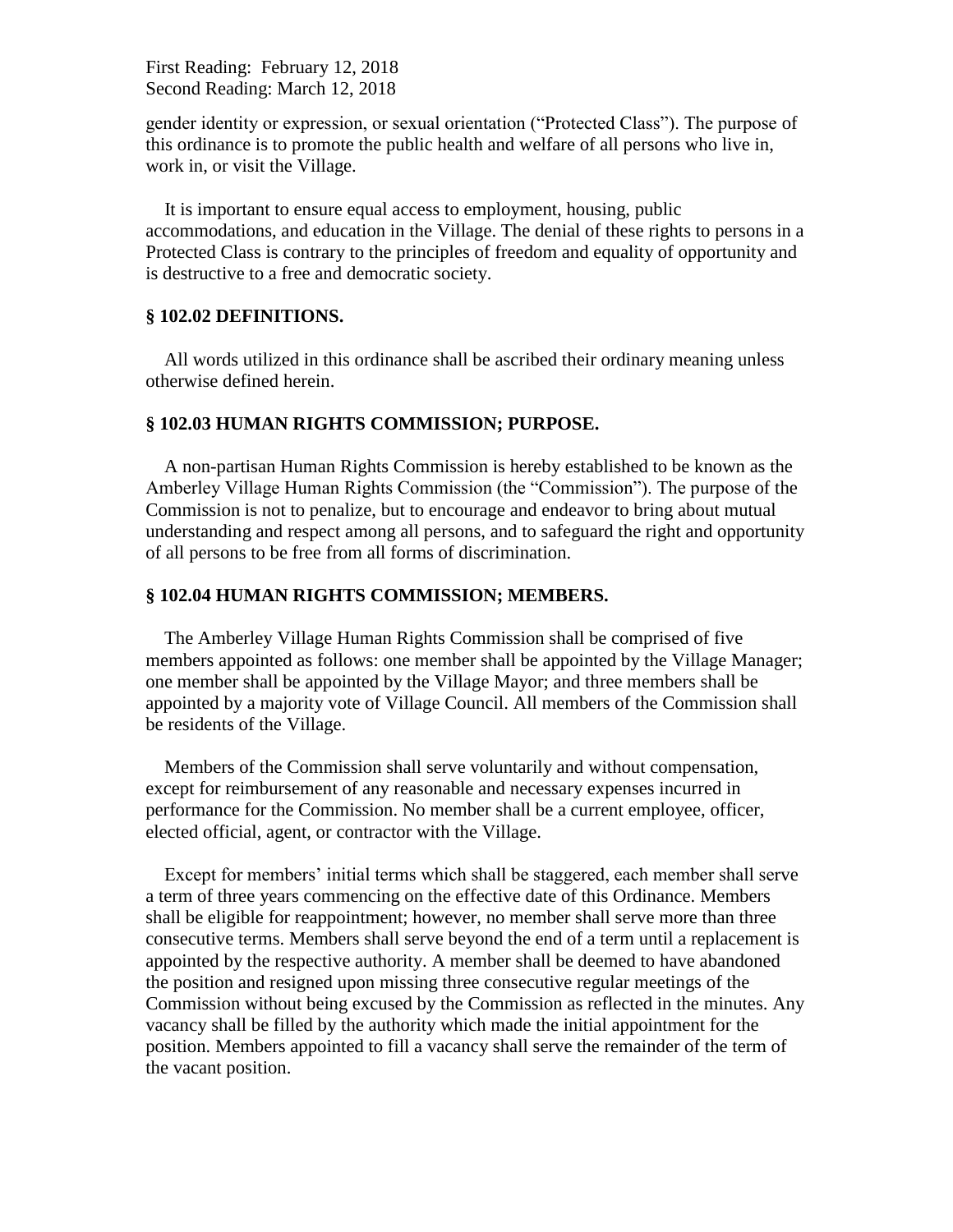gender identity or expression, or sexual orientation ("Protected Class"). The purpose of this ordinance is to promote the public health and welfare of all persons who live in, work in, or visit the Village.

It is important to ensure equal access to employment, housing, public accommodations, and education in the Village. The denial of these rights to persons in a Protected Class is contrary to the principles of freedom and equality of opportunity and is destructive to a free and democratic society.

### § 102.02 DEFINITIONS.

All words utilized in this ordinance shall be ascribed their ordinary meaning unless otherwise defined herein.

### § 102.03 HUMAN RIGHTS COMMISSION; PURPOSE.

A non-partisan Human Rights Commission is hereby established to be known as the Amberley Village Human Rights Commission (the "Commission"). The purpose of the Commission is not to penalize, but to encourage and endeavor to bring about mutual understanding and respect among all persons, and to safeguard the right and opportunity of all persons to be free from all forms of discrimination.

### § 102.04 HUMAN RIGHTS COMMISSION; MEMBERS.

The Amberley Village Human Rights Commission shall be comprised of five members appointed as follows: one member shall be appointed by the Village Manager; one member shall be appointed by the Village Mayor; and three members shall be appointed by a majority vote of Village Council. All members of the Commission shall be residents of the Village.

Members of the Commission shall serve voluntarily and without compensation, except for reimbursement of any reasonable and necessary expenses incurred in performance for the Commission. No member shall be a current employee, officer, elected official, agent, or contractor with the Village.

Except for members' initial terms which shall be staggered, each member shall serve a term of three years commencing on the effective date of this Ordinance. Members shall be eligible for reappointment; however, no member shall serve more than three consecutive terms. Members shall serve beyond the end of a term until a replacement is appointed by the respective authority. A member shall be deemed to have abandoned the position and resigned upon missing three consecutive regular meetings of the Commission without being excused by the Commission as reflected in the minutes. Any vacancy shall be filled by the authority which made the initial appointment for the position. Members appointed to fill a vacancy shall serve the remainder of the term of the vacant position.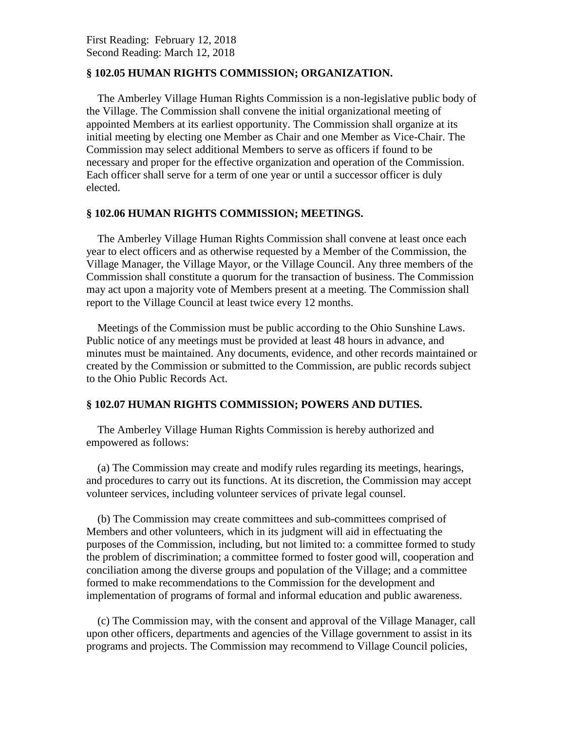First Reading: February 12, 2018
Second Reading: March 12, 2018

### § 102.05 HUMAN RIGHTS COMMISSION; ORGANIZATION.

The Amberley Village Human Rights Commission is a non-legislative public body of the Village. The Commission shall convene the initial organizational meeting of appointed Members at its earliest opportunity. The Commission shall organize at its initial meeting by electing one Member as Chair and one Member as Vice-Chair. The Commission may select additional Members to serve as officers if found to be necessary and proper for the effective organization and operation of the Commission. Each officer shall serve for a term of one year or until a successor officer is duly elected.

### § 102.06 HUMAN RIGHTS COMMISSION; MEETINGS.

The Amberley Village Human Rights Commission shall convene at least once each year to elect officers and as otherwise requested by a Member of the Commission, the Village Manager, the Village Mayor, or the Village Council. Any three members of the Commission shall constitute a quorum for the transaction of business. The Commission may act upon a majority vote of Members present at a meeting. The Commission shall report to the Village Council at least twice every 12 months.

Meetings of the Commission must be public according to the Ohio Sunshine Laws. Public notice of any meetings must be provided at least 48 hours in advance, and minutes must be maintained. Any documents, evidence, and other records maintained or created by the Commission or submitted to the Commission, are public records subject to the Ohio Public Records Act.

### § 102.07 HUMAN RIGHTS COMMISSION; POWERS AND DUTIES.

The Amberley Village Human Rights Commission is hereby authorized and empowered as follows:

(a) The Commission may create and modify rules regarding its meetings, hearings, and procedures to carry out its functions. At its discretion, the Commission may accept volunteer services, including volunteer services of private legal counsel.

(b) The Commission may create committees and sub-committees comprised of Members and other volunteers, which in its judgment will aid in effectuating the purposes of the Commission, including, but not limited to: a committee formed to study the problem of discrimination; a committee formed to foster good will, cooperation and conciliation among the diverse groups and population of the Village; and a committee formed to make recommendations to the Commission for the development and implementation of programs of formal and informal education and public awareness.

(c) The Commission may, with the consent and approval of the Village Manager, call upon other officers, departments and agencies of the Village government to assist in its programs and projects. The Commission may recommend to Village Council policies,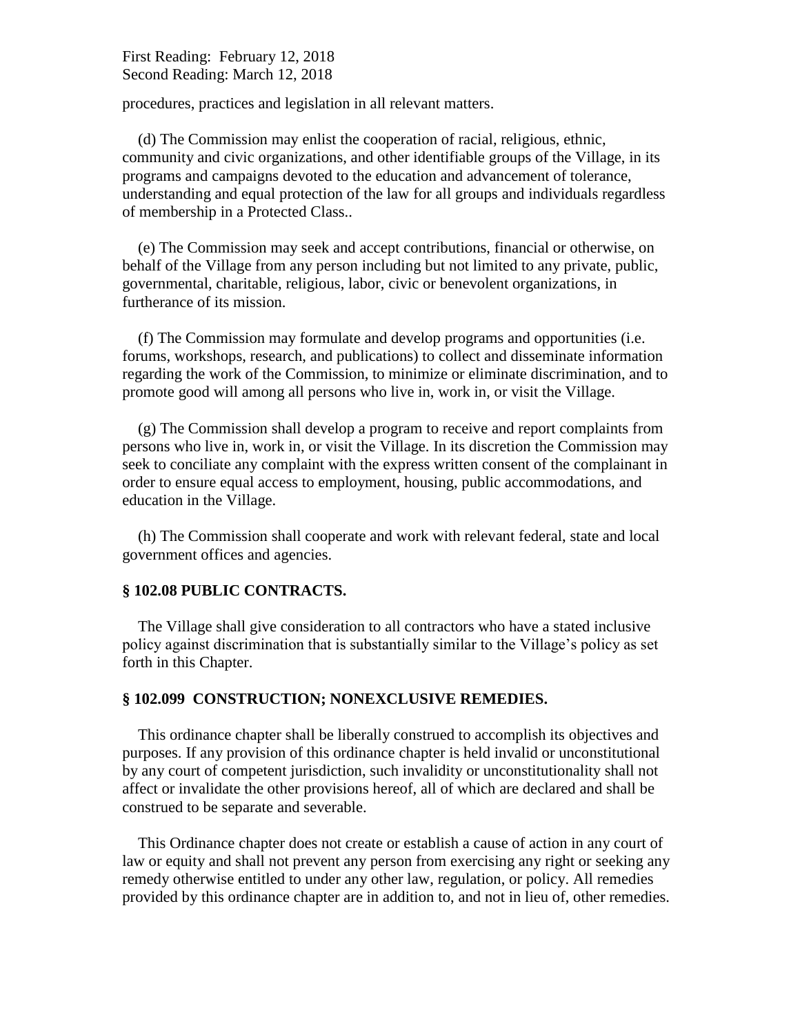First Reading: February 12, 2018
Second Reading: March 12, 2018

procedures, practices and legislation in all relevant matters.

(d) The Commission may enlist the cooperation of racial, religious, ethnic, community and civic organizations, and other identifiable groups of the Village, in its programs and campaigns devoted to the education and advancement of tolerance, understanding and equal protection of the law for all groups and individuals regardless of membership in a Protected Class..

(e) The Commission may seek and accept contributions, financial or otherwise, on behalf of the Village from any person including but not limited to any private, public, governmental, charitable, religious, labor, civic or benevolent organizations, in furtherance of its mission.

(f) The Commission may formulate and develop programs and opportunities (i.e. forums, workshops, research, and publications) to collect and disseminate information regarding the work of the Commission, to minimize or eliminate discrimination, and to promote good will among all persons who live in, work in, or visit the Village.

(g) The Commission shall develop a program to receive and report complaints from persons who live in, work in, or visit the Village. In its discretion the Commission may seek to conciliate any complaint with the express written consent of the complainant in order to ensure equal access to employment, housing, public accommodations, and education in the Village.

(h) The Commission shall cooperate and work with relevant federal, state and local government offices and agencies.

**§ 102.08 PUBLIC CONTRACTS.**

The Village shall give consideration to all contractors who have a stated inclusive policy against discrimination that is substantially similar to the Village's policy as set forth in this Chapter.

**§ 102.099 CONSTRUCTION; NONEXCLUSIVE REMEDIES.**

This ordinance chapter shall be liberally construed to accomplish its objectives and purposes. If any provision of this ordinance chapter is held invalid or unconstitutional by any court of competent jurisdiction, such invalidity or unconstitutionality shall not affect or invalidate the other provisions hereof, all of which are declared and shall be construed to be separate and severable.

This Ordinance chapter does not create or establish a cause of action in any court of law or equity and shall not prevent any person from exercising any right or seeking any remedy otherwise entitled to under any other law, regulation, or policy. All remedies provided by this ordinance chapter are in addition to, and not in lieu of, other remedies.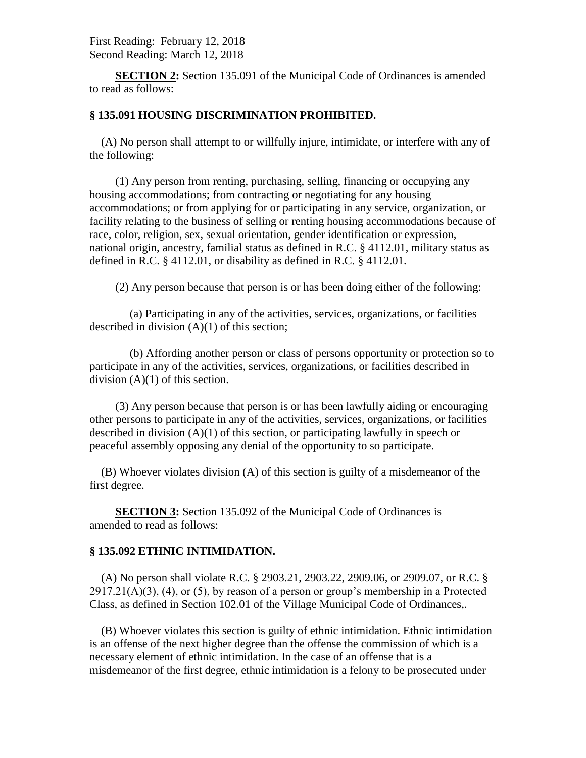First Reading: February 12, 2018
Second Reading: March 12, 2018

**SECTION 2:** Section 135.091 of the Municipal Code of Ordinances is amended to read as follows:

### § 135.091 HOUSING DISCRIMINATION PROHIBITED.

(A) No person shall attempt to or willfully injure, intimidate, or interfere with any of the following:

(1) Any person from renting, purchasing, selling, financing or occupying any housing accommodations; from contracting or negotiating for any housing accommodations; or from applying for or participating in any service, organization, or facility relating to the business of selling or renting housing accommodations because of race, color, religion, sex, sexual orientation, gender identification or expression, national origin, ancestry, familial status as defined in R.C. § 4112.01, military status as defined in R.C. § 4112.01, or disability as defined in R.C. § 4112.01.

(2) Any person because that person is or has been doing either of the following:

(a) Participating in any of the activities, services, organizations, or facilities described in division (A)(1) of this section;

(b) Affording another person or class of persons opportunity or protection so to participate in any of the activities, services, organizations, or facilities described in division (A)(1) of this section.

(3) Any person because that person is or has been lawfully aiding or encouraging other persons to participate in any of the activities, services, organizations, or facilities described in division (A)(1) of this section, or participating lawfully in speech or peaceful assembly opposing any denial of the opportunity to so participate.

(B) Whoever violates division (A) of this section is guilty of a misdemeanor of the first degree.

**SECTION 3:** Section 135.092 of the Municipal Code of Ordinances is amended to read as follows:

### § 135.092 ETHNIC INTIMIDATION.

(A) No person shall violate R.C. § 2903.21, 2903.22, 2909.06, or 2909.07, or R.C. § 2917.21(A)(3), (4), or (5), by reason of a person or group's membership in a Protected Class, as defined in Section 102.01 of the Village Municipal Code of Ordinances,.

(B) Whoever violates this section is guilty of ethnic intimidation. Ethnic intimidation is an offense of the next higher degree than the offense the commission of which is a necessary element of ethnic intimidation. In the case of an offense that is a misdemeanor of the first degree, ethnic intimidation is a felony to be prosecuted under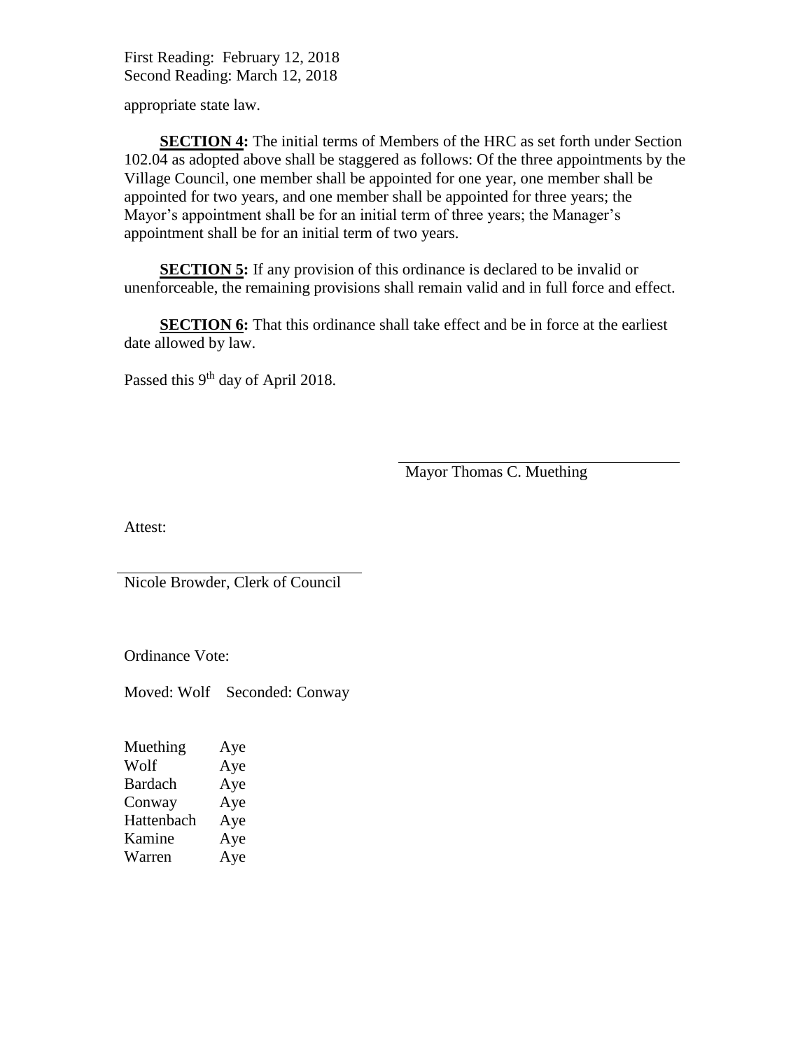First Reading: February 12, 2018
Second Reading: March 12, 2018

appropriate state law.

**SECTION 4:** The initial terms of Members of the HRC as set forth under Section 102.04 as adopted above shall be staggered as follows: Of the three appointments by the Village Council, one member shall be appointed for one year, one member shall be appointed for two years, and one member shall be appointed for three years; the Mayor's appointment shall be for an initial term of three years; the Manager's appointment shall be for an initial term of two years.

**SECTION 5:** If any provision of this ordinance is declared to be invalid or unenforceable, the remaining provisions shall remain valid and in full force and effect.

**SECTION 6:** That this ordinance shall take effect and be in force at the earliest date allowed by law.

Passed this 9th day of April 2018.

Mayor Thomas C. Muething

Attest:

Nicole Browder, Clerk of Council

Ordinance Vote:

Moved: Wolf Seconded: Conway

| | |
|---|---|
| Muething | Aye |
| Wolf | Aye |
| Bardach | Aye |
| Conway | Aye |
| Hattenbach | Aye |
| Kamine | Aye |
| Warren | Aye |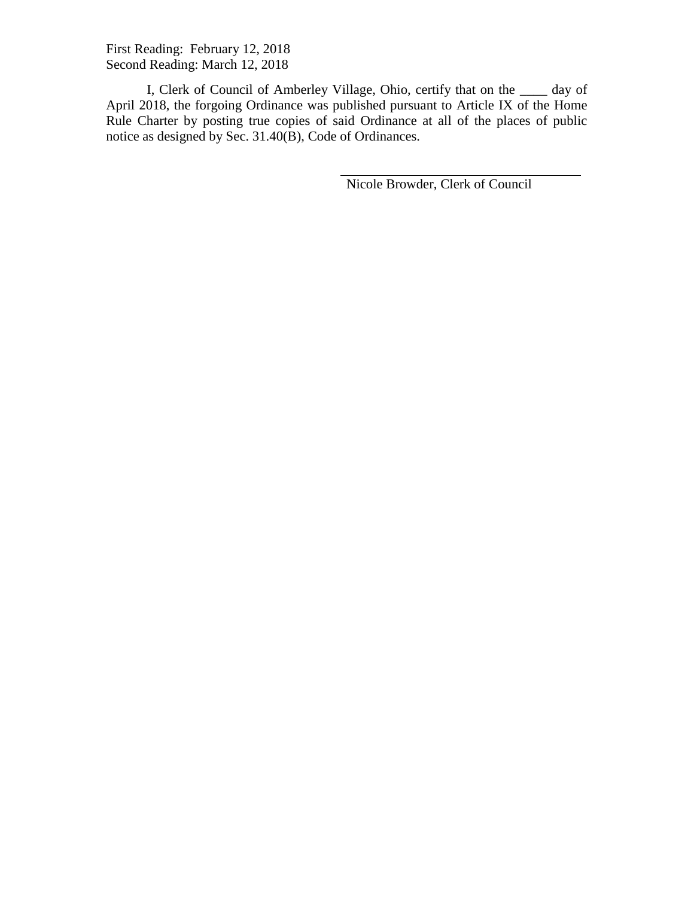First Reading: February 12, 2018
Second Reading: March 12, 2018

I, Clerk of Council of Amberley Village, Ohio, certify that on the ____ day of April 2018, the forgoing Ordinance was published pursuant to Article IX of the Home Rule Charter by posting true copies of said Ordinance at all of the places of public notice as designed by Sec. 31.40(B), Code of Ordinances.

______________________________
Nicole Browder, Clerk of Council